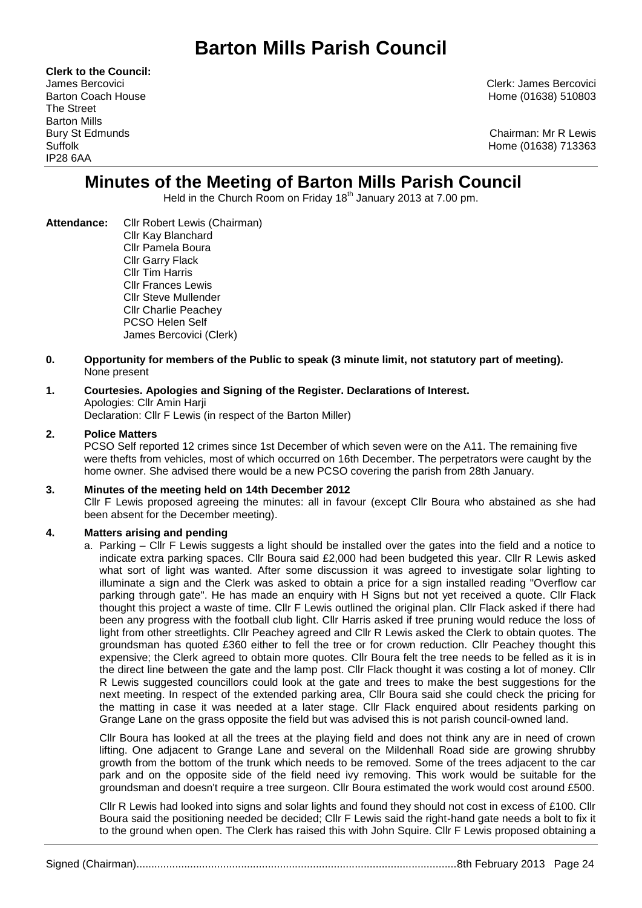# Barton Mills Parish Council

**Clerk to the Council:**
James Bercovici
Barton Coach House
The Street
Barton Mills
Bury St Edmunds
Suffolk
IP28 6AA

Clerk: James Bercovici
Home (01638) 510803

Chairman: Mr R Lewis
Home (01638) 713363

## Minutes of the Meeting of Barton Mills Parish Council

Held in the Church Room on Friday 18th January 2013 at 7.00 pm.

**Attendance:** Cllr Robert Lewis (Chairman)
Cllr Kay Blanchard
Cllr Pamela Boura
Cllr Garry Flack
Cllr Tim Harris
Cllr Frances Lewis
Cllr Steve Mullender
Cllr Charlie Peachey
PCSO Helen Self
James Bercovici (Clerk)

**0. Opportunity for members of the Public to speak (3 minute limit, not statutory part of meeting).**
None present

**1. Courtesies. Apologies and Signing of the Register. Declarations of Interest.**
Apologies: Cllr Amin Harji
Declaration: Cllr F Lewis (in respect of the Barton Miller)

**2. Police Matters**
PCSO Self reported 12 crimes since 1st December of which seven were on the A11. The remaining five were thefts from vehicles, most of which occurred on 16th December. The perpetrators were caught by the home owner. She advised there would be a new PCSO covering the parish from 28th January.

**3. Minutes of the meeting held on 14th December 2012**
Cllr F Lewis proposed agreeing the minutes: all in favour (except Cllr Boura who abstained as she had been absent for the December meeting).

**4. Matters arising and pending**

a. Parking – Cllr F Lewis suggests a light should be installed over the gates into the field and a notice to indicate extra parking spaces. Cllr Boura said £2,000 had been budgeted this year. Cllr R Lewis asked what sort of light was wanted. After some discussion it was agreed to investigate solar lighting to illuminate a sign and the Clerk was asked to obtain a price for a sign installed reading "Overflow car parking through gate". He has made an enquiry with H Signs but not yet received a quote. Cllr Flack thought this project a waste of time. Cllr F Lewis outlined the original plan. Cllr Flack asked if there had been any progress with the football club light. Cllr Harris asked if tree pruning would reduce the loss of light from other streetlights. Cllr Peachey agreed and Cllr R Lewis asked the Clerk to obtain quotes. The groundsman has quoted £360 either to fell the tree or for crown reduction. Cllr Peachey thought this expensive; the Clerk agreed to obtain more quotes. Cllr Boura felt the tree needs to be felled as it is in the direct line between the gate and the lamp post. Cllr Flack thought it was costing a lot of money. Cllr R Lewis suggested councillors could look at the gate and trees to make the best suggestions for the next meeting. In respect of the extended parking area, Cllr Boura said she could check the pricing for the matting in case it was needed at a later stage. Cllr Flack enquired about residents parking on Grange Lane on the grass opposite the field but was advised this is not parish council-owned land.

Cllr Boura has looked at all the trees at the playing field and does not think any are in need of crown lifting. One adjacent to Grange Lane and several on the Mildenhall Road side are growing shrubby growth from the bottom of the trunk which needs to be removed. Some of the trees adjacent to the car park and on the opposite side of the field need ivy removing. This work would be suitable for the groundsman and doesn't require a tree surgeon. Cllr Boura estimated the work would cost around £500.

Cllr R Lewis had looked into signs and solar lights and found they should not cost in excess of £100. Cllr Boura said the positioning needed be decided; Cllr F Lewis said the right-hand gate needs a bolt to fix it to the ground when open. The Clerk has raised this with John Squire. Cllr F Lewis proposed obtaining a

Signed (Chairman)............................................................................................................8th February 2013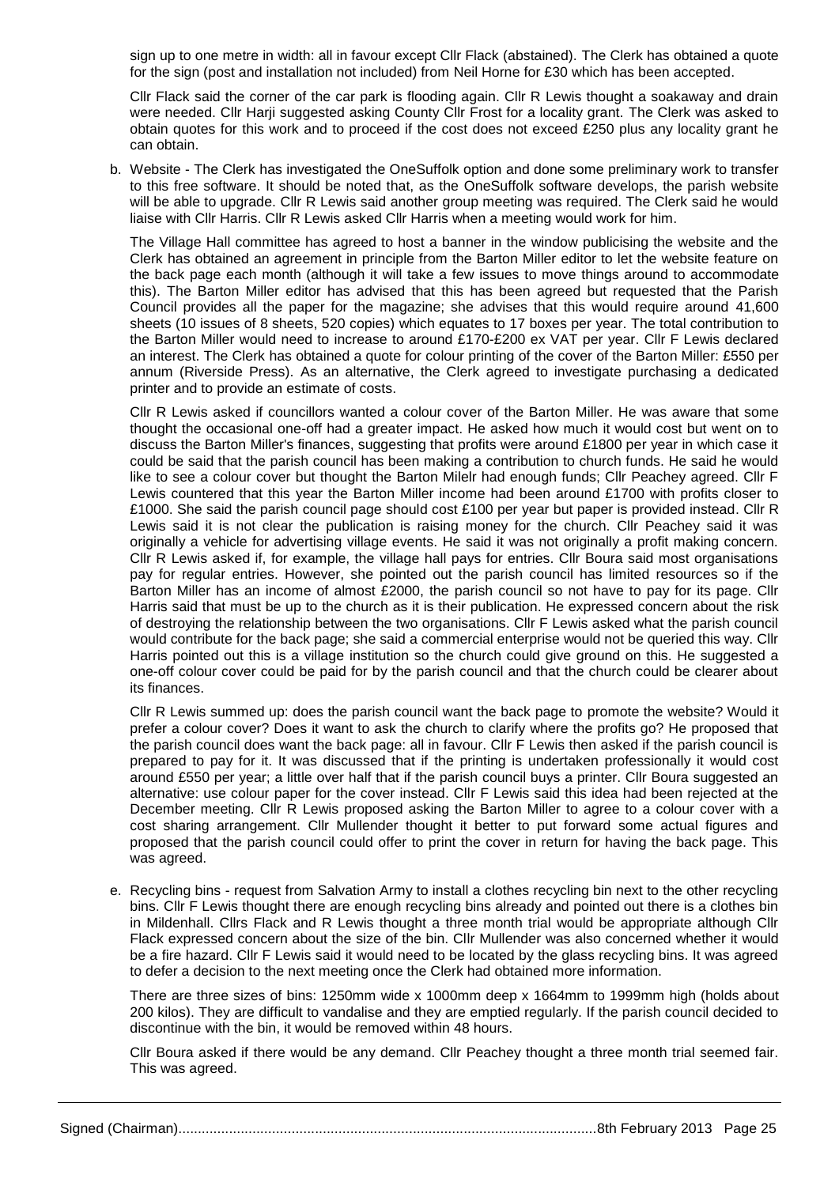sign up to one metre in width: all in favour except Cllr Flack (abstained). The Clerk has obtained a quote for the sign (post and installation not included) from Neil Horne for £30 which has been accepted.

Cllr Flack said the corner of the car park is flooding again. Cllr R Lewis thought a soakaway and drain were needed. Cllr Harji suggested asking County Cllr Frost for a locality grant. The Clerk was asked to obtain quotes for this work and to proceed if the cost does not exceed £250 plus any locality grant he can obtain.

b. Website - The Clerk has investigated the OneSuffolk option and done some preliminary work to transfer to this free software. It should be noted that, as the OneSuffolk software develops, the parish website will be able to upgrade. Cllr R Lewis said another group meeting was required. The Clerk said he would liaise with Cllr Harris. Cllr R Lewis asked Cllr Harris when a meeting would work for him.

The Village Hall committee has agreed to host a banner in the window publicising the website and the Clerk has obtained an agreement in principle from the Barton Miller editor to let the website feature on the back page each month (although it will take a few issues to move things around to accommodate this). The Barton Miller editor has advised that this has been agreed but requested that the Parish Council provides all the paper for the magazine; she advises that this would require around 41,600 sheets (10 issues of 8 sheets, 520 copies) which equates to 17 boxes per year. The total contribution to the Barton Miller would need to increase to around £170-£200 ex VAT per year. Cllr F Lewis declared an interest. The Clerk has obtained a quote for colour printing of the cover of the Barton Miller: £550 per annum (Riverside Press). As an alternative, the Clerk agreed to investigate purchasing a dedicated printer and to provide an estimate of costs.

Cllr R Lewis asked if councillors wanted a colour cover of the Barton Miller. He was aware that some thought the occasional one-off had a greater impact. He asked how much it would cost but went on to discuss the Barton Miller's finances, suggesting that profits were around £1800 per year in which case it could be said that the parish council has been making a contribution to church funds. He said he would like to see a colour cover but thought the Barton Milelr had enough funds; Cllr Peachey agreed. Cllr F Lewis countered that this year the Barton Miller income had been around £1700 with profits closer to £1000. She said the parish council page should cost £100 per year but paper is provided instead. Cllr R Lewis said it is not clear the publication is raising money for the church. Cllr Peachey said it was originally a vehicle for advertising village events. He said it was not originally a profit making concern. Cllr R Lewis asked if, for example, the village hall pays for entries. Cllr Boura said most organisations pay for regular entries. However, she pointed out the parish council has limited resources so if the Barton Miller has an income of almost £2000, the parish council so not have to pay for its page. Cllr Harris said that must be up to the church as it is their publication. He expressed concern about the risk of destroying the relationship between the two organisations. Cllr F Lewis asked what the parish council would contribute for the back page; she said a commercial enterprise would not be queried this way. Cllr Harris pointed out this is a village institution so the church could give ground on this. He suggested a one-off colour cover could be paid for by the parish council and that the church could be clearer about its finances.

Cllr R Lewis summed up: does the parish council want the back page to promote the website? Would it prefer a colour cover? Does it want to ask the church to clarify where the profits go? He proposed that the parish council does want the back page: all in favour. Cllr F Lewis then asked if the parish council is prepared to pay for it. It was discussed that if the printing is undertaken professionally it would cost around £550 per year; a little over half that if the parish council buys a printer. Cllr Boura suggested an alternative: use colour paper for the cover instead. Cllr F Lewis said this idea had been rejected at the December meeting. Cllr R Lewis proposed asking the Barton Miller to agree to a colour cover with a cost sharing arrangement. Cllr Mullender thought it better to put forward some actual figures and proposed that the parish council could offer to print the cover in return for having the back page. This was agreed.

e. Recycling bins - request from Salvation Army to install a clothes recycling bin next to the other recycling bins. Cllr F Lewis thought there are enough recycling bins already and pointed out there is a clothes bin in Mildenhall. Cllrs Flack and R Lewis thought a three month trial would be appropriate although Cllr Flack expressed concern about the size of the bin. Cllr Mullender was also concerned whether it would be a fire hazard. Cllr F Lewis said it would need to be located by the glass recycling bins. It was agreed to defer a decision to the next meeting once the Clerk had obtained more information.

There are three sizes of bins: 1250mm wide x 1000mm deep x 1664mm to 1999mm high (holds about 200 kilos). They are difficult to vandalise and they are emptied regularly. If the parish council decided to discontinue with the bin, it would be removed within 48 hours.

Cllr Boura asked if there would be any demand. Cllr Peachey thought a three month trial seemed fair. This was agreed.

Signed (Chairman).......................................................................................................8th February 2013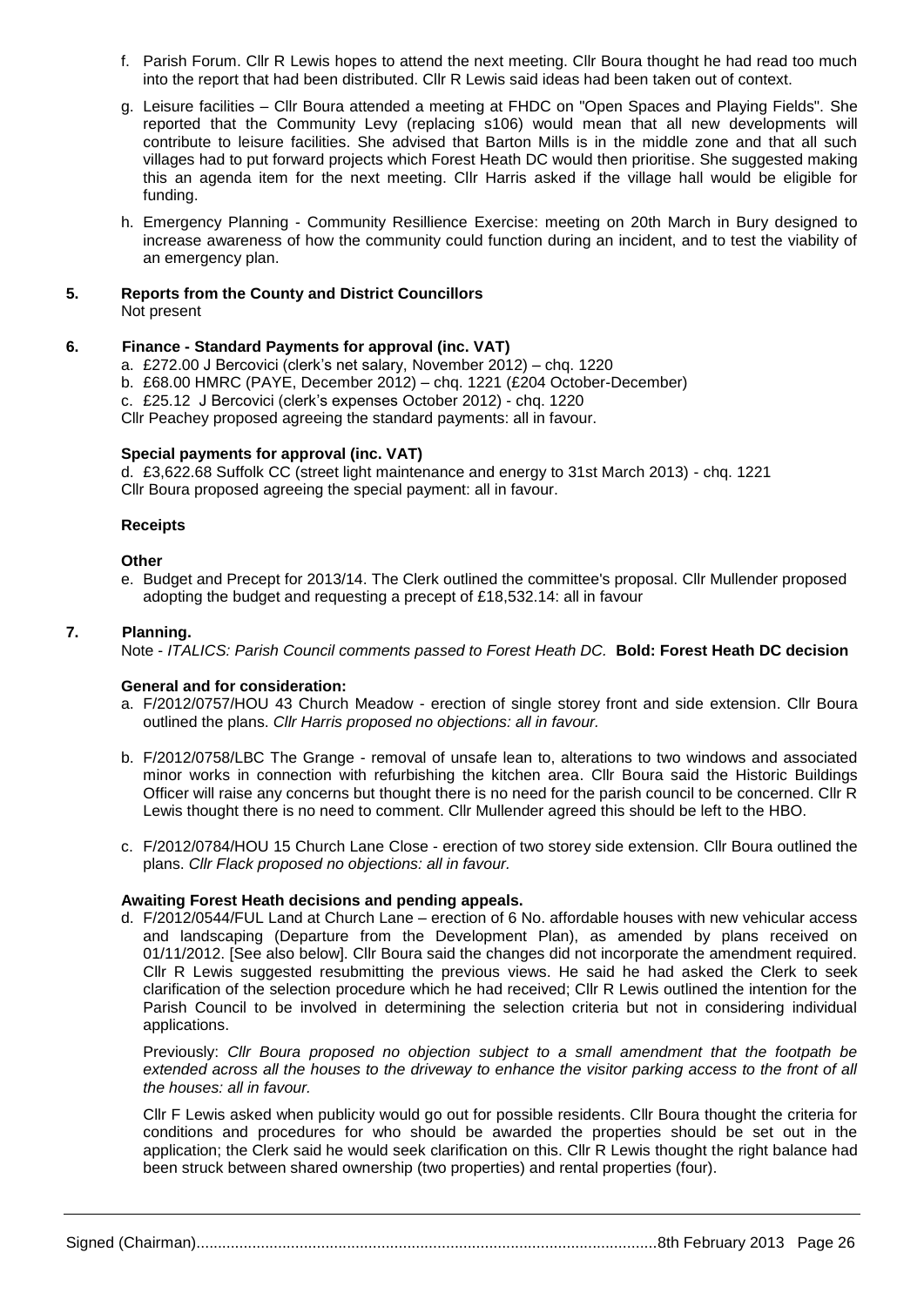f. Parish Forum. Cllr R Lewis hopes to attend the next meeting. Cllr Boura thought he had read too much into the report that had been distributed. Cllr R Lewis said ideas had been taken out of context.

g. Leisure facilities – Cllr Boura attended a meeting at FHDC on "Open Spaces and Playing Fields". She reported that the Community Levy (replacing s106) would mean that all new developments will contribute to leisure facilities. She advised that Barton Mills is in the middle zone and that all such villages had to put forward projects which Forest Heath DC would then prioritise. She suggested making this an agenda item for the next meeting. Cllr Harris asked if the village hall would be eligible for funding.

h. Emergency Planning - Community Resillience Exercise: meeting on 20th March in Bury designed to increase awareness of how the community could function during an incident, and to test the viability of an emergency plan.

## 5. Reports from the County and District Councillors

Not present

## 6. Finance - Standard Payments for approval (inc. VAT)

a. £272.00 J Bercovici (clerk's net salary, November 2012) – chq. 1220
b. £68.00 HMRC (PAYE, December 2012) – chq. 1221 (£204 October-December)
c. £25.12 J Bercovici (clerk's expenses October 2012) - chq. 1220

Cllr Peachey proposed agreeing the standard payments: all in favour.

**Special payments for approval (inc. VAT)**

d. £3,622.68 Suffolk CC (street light maintenance and energy to 31st March 2013) - chq. 1221

Cllr Boura proposed agreeing the special payment: all in favour.

**Receipts**

**Other**

e. Budget and Precept for 2013/14. The Clerk outlined the committee's proposal. Cllr Mullender proposed adopting the budget and requesting a precept of £18,532.14: all in favour

## 7. Planning.

Note - *ITALICS: Parish Council comments passed to Forest Heath DC.* **Bold: Forest Heath DC decision**

**General and for consideration:**

a. F/2012/0757/HOU 43 Church Meadow - erection of single storey front and side extension. Cllr Boura outlined the plans. *Cllr Harris proposed no objections: all in favour.*

b. F/2012/0758/LBC The Grange - removal of unsafe lean to, alterations to two windows and associated minor works in connection with refurbishing the kitchen area. Cllr Boura said the Historic Buildings Officer will raise any concerns but thought there is no need for the parish council to be concerned. Cllr R Lewis thought there is no need to comment. Cllr Mullender agreed this should be left to the HBO.

c. F/2012/0784/HOU 15 Church Lane Close - erection of two storey side extension. Cllr Boura outlined the plans. *Cllr Flack proposed no objections: all in favour.*

**Awaiting Forest Heath decisions and pending appeals.**

d. F/2012/0544/FUL Land at Church Lane – erection of 6 No. affordable houses with new vehicular access and landscaping (Departure from the Development Plan), as amended by plans received on 01/11/2012. [See also below]. Cllr Boura said the changes did not incorporate the amendment required. Cllr R Lewis suggested resubmitting the previous views. He said he had asked the Clerk to seek clarification of the selection procedure which he had received; Cllr R Lewis outlined the intention for the Parish Council to be involved in determining the selection criteria but not in considering individual applications.

Previously: *Cllr Boura proposed no objection subject to a small amendment that the footpath be extended across all the houses to the driveway to enhance the visitor parking access to the front of all the houses: all in favour.*

Cllr F Lewis asked when publicity would go out for possible residents. Cllr Boura thought the criteria for conditions and procedures for who should be awarded the properties should be set out in the application; the Clerk said he would seek clarification on this. Cllr R Lewis thought the right balance had been struck between shared ownership (two properties) and rental properties (four).

Signed (Chairman)..........................................................................................................8th February 2013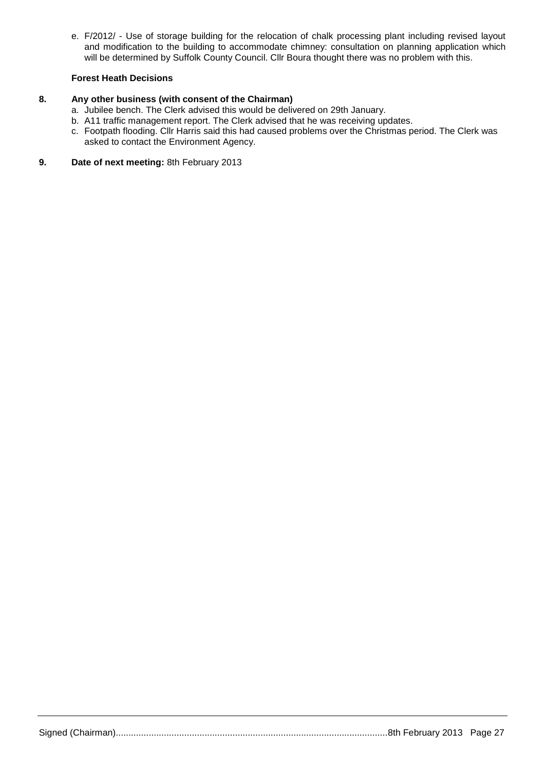e. F/2012/ - Use of storage building for the relocation of chalk processing plant including revised layout and modification to the building to accommodate chimney: consultation on planning application which will be determined by Suffolk County Council. Cllr Boura thought there was no problem with this.

**Forest Heath Decisions**

**8. Any other business (with consent of the Chairman)**

a. Jubilee bench. The Clerk advised this would be delivered on 29th January.
b. A11 traffic management report. The Clerk advised that he was receiving updates.
c. Footpath flooding. Cllr Harris said this had caused problems over the Christmas period. The Clerk was asked to contact the Environment Agency.

**9. Date of next meeting:** 8th February 2013

Signed (Chairman)..........................................................................................................8th February 2013